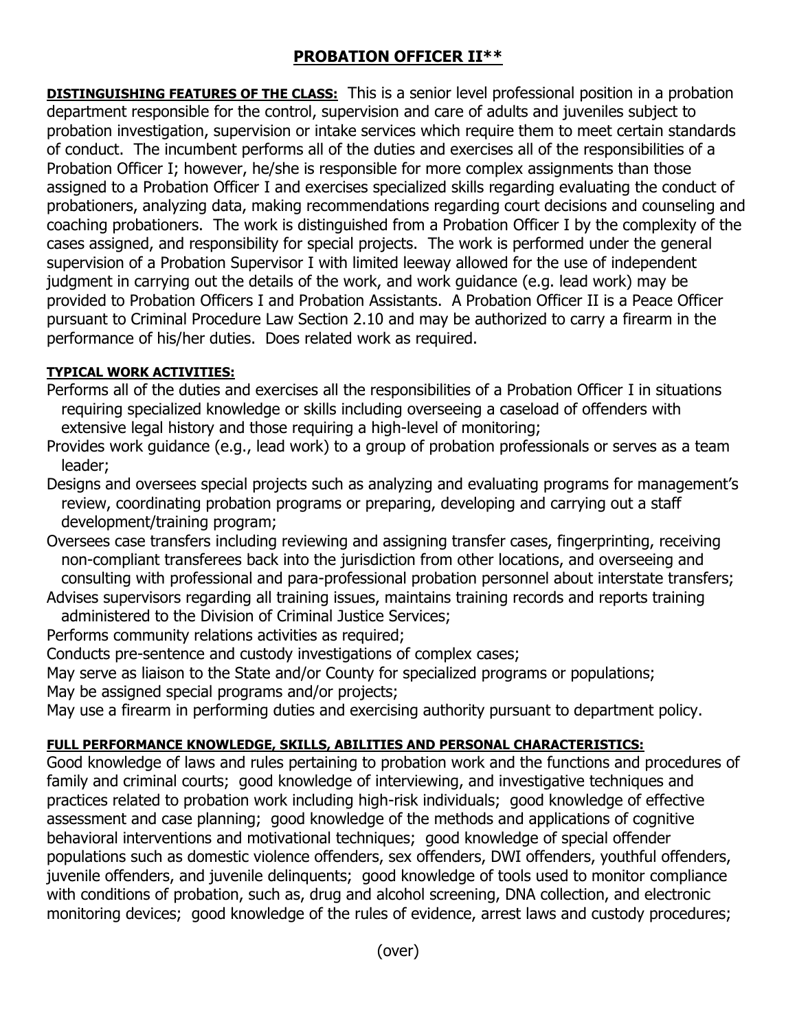# PROBATION OFFICER II**

**DISTINGUISHING FEATURES OF THE CLASS:** This is a senior level professional position in a probation department responsible for the control, supervision and care of adults and juveniles subject to probation investigation, supervision or intake services which require them to meet certain standards of conduct. The incumbent performs all of the duties and exercises all of the responsibilities of a Probation Officer I; however, he/she is responsible for more complex assignments than those assigned to a Probation Officer I and exercises specialized skills regarding evaluating the conduct of probationers, analyzing data, making recommendations regarding court decisions and counseling and coaching probationers. The work is distinguished from a Probation Officer I by the complexity of the cases assigned, and responsibility for special projects. The work is performed under the general supervision of a Probation Supervisor I with limited leeway allowed for the use of independent judgment in carrying out the details of the work, and work guidance (e.g. lead work) may be provided to Probation Officers I and Probation Assistants. A Probation Officer II is a Peace Officer pursuant to Criminal Procedure Law Section 2.10 and may be authorized to carry a firearm in the performance of his/her duties. Does related work as required.

**TYPICAL WORK ACTIVITIES:**

Performs all of the duties and exercises all the responsibilities of a Probation Officer I in situations requiring specialized knowledge or skills including overseeing a caseload of offenders with extensive legal history and those requiring a high-level of monitoring;

Provides work guidance (e.g., lead work) to a group of probation professionals or serves as a team leader;

Designs and oversees special projects such as analyzing and evaluating programs for management's review, coordinating probation programs or preparing, developing and carrying out a staff development/training program;

Oversees case transfers including reviewing and assigning transfer cases, fingerprinting, receiving non-compliant transferees back into the jurisdiction from other locations, and overseeing and consulting with professional and para-professional probation personnel about interstate transfers;

Advises supervisors regarding all training issues, maintains training records and reports training administered to the Division of Criminal Justice Services;

Performs community relations activities as required;

Conducts pre-sentence and custody investigations of complex cases;

May serve as liaison to the State and/or County for specialized programs or populations;

May be assigned special programs and/or projects;

May use a firearm in performing duties and exercising authority pursuant to department policy.

**FULL PERFORMANCE KNOWLEDGE, SKILLS, ABILITIES AND PERSONAL CHARACTERISTICS:**

Good knowledge of laws and rules pertaining to probation work and the functions and procedures of family and criminal courts; good knowledge of interviewing, and investigative techniques and practices related to probation work including high-risk individuals; good knowledge of effective assessment and case planning; good knowledge of the methods and applications of cognitive behavioral interventions and motivational techniques; good knowledge of special offender populations such as domestic violence offenders, sex offenders, DWI offenders, youthful offenders, juvenile offenders, and juvenile delinquents; good knowledge of tools used to monitor compliance with conditions of probation, such as, drug and alcohol screening, DNA collection, and electronic monitoring devices; good knowledge of the rules of evidence, arrest laws and custody procedures;

(over)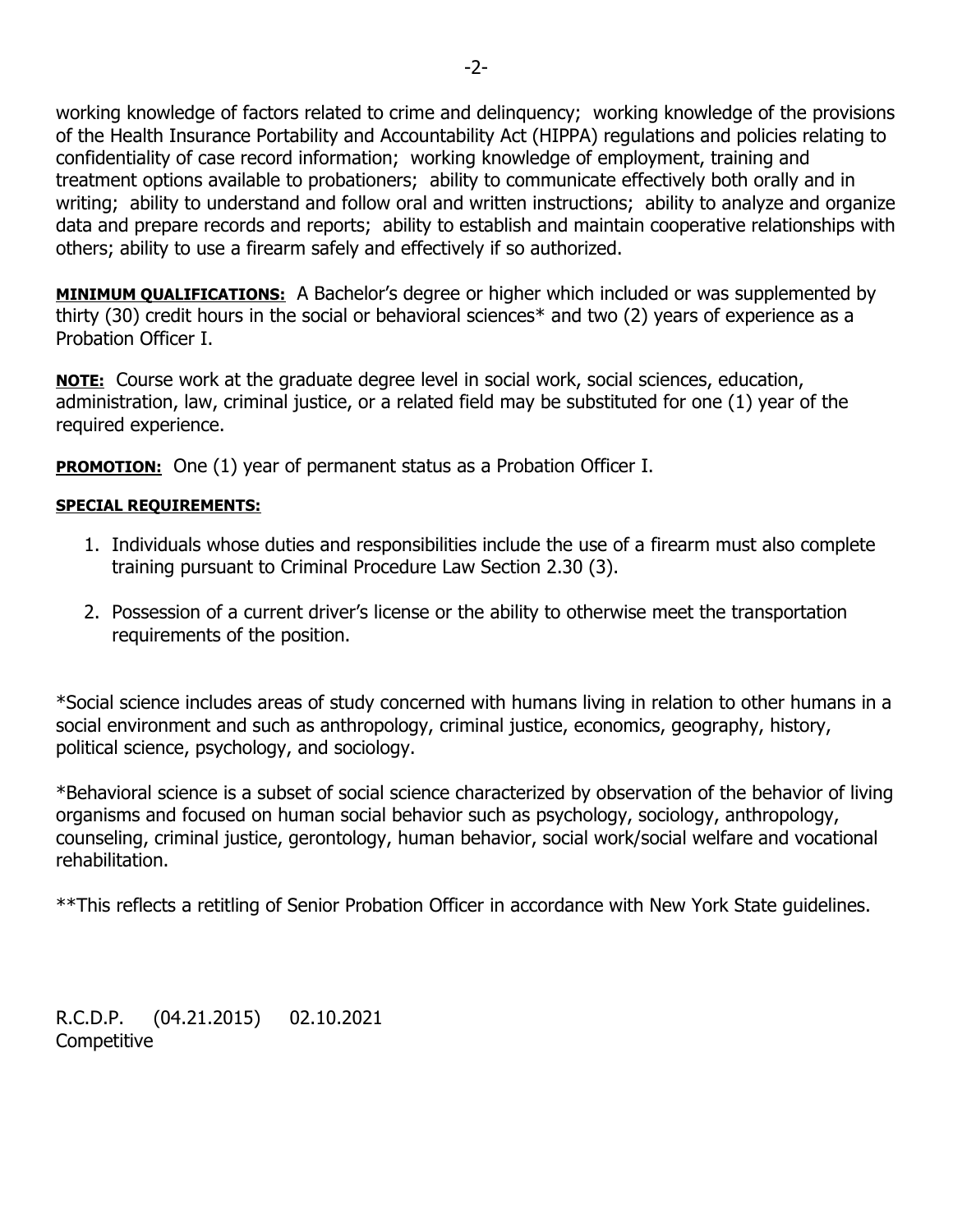working knowledge of factors related to crime and delinquency; working knowledge of the provisions of the Health Insurance Portability and Accountability Act (HIPPA) regulations and policies relating to confidentiality of case record information; working knowledge of employment, training and treatment options available to probationers; ability to communicate effectively both orally and in writing; ability to understand and follow oral and written instructions; ability to analyze and organize data and prepare records and reports; ability to establish and maintain cooperative relationships with others; ability to use a firearm safely and effectively if so authorized.

**MINIMUM QUALIFICATIONS:** A Bachelor's degree or higher which included or was supplemented by thirty (30) credit hours in the social or behavioral sciences* and two (2) years of experience as a Probation Officer I.

**NOTE:** Course work at the graduate degree level in social work, social sciences, education, administration, law, criminal justice, or a related field may be substituted for one (1) year of the required experience.

**PROMOTION:** One (1) year of permanent status as a Probation Officer I.

**SPECIAL REQUIREMENTS:**

1. Individuals whose duties and responsibilities include the use of a firearm must also complete training pursuant to Criminal Procedure Law Section 2.30 (3).

2. Possession of a current driver's license or the ability to otherwise meet the transportation requirements of the position.

*Social science includes areas of study concerned with humans living in relation to other humans in a social environment and such as anthropology, criminal justice, economics, geography, history, political science, psychology, and sociology.

*Behavioral science is a subset of social science characterized by observation of the behavior of living organisms and focused on human social behavior such as psychology, sociology, anthropology, counseling, criminal justice, gerontology, human behavior, social work/social welfare and vocational rehabilitation.

**This reflects a retitling of Senior Probation Officer in accordance with New York State guidelines.

R.C.D.P. (04.21.2015) 02.10.2021
Competitive